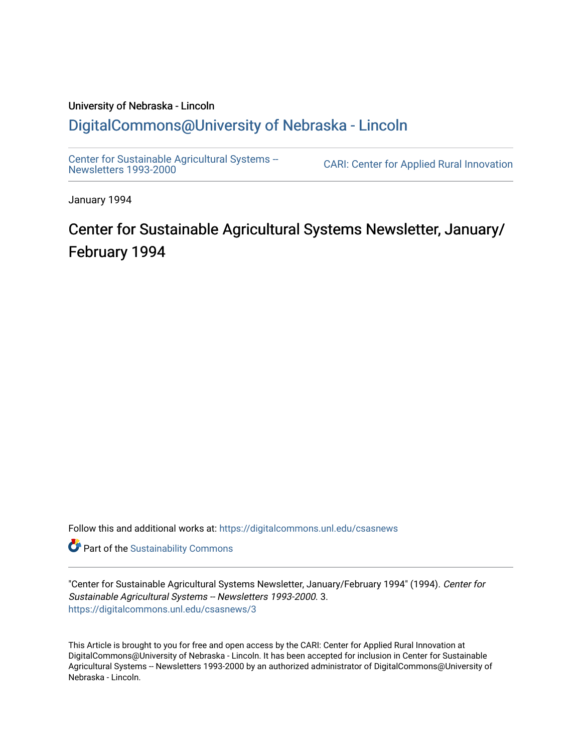University of Nebraska - Lincoln

## DigitalCommons@University of Nebraska - Lincoln

Center for Sustainable Agricultural Systems -- Newsletters 1993-2000

CARI: Center for Applied Rural Innovation

January 1994

# Center for Sustainable Agricultural Systems Newsletter, January/February 1994

Follow this and additional works at: https://digitalcommons.unl.edu/csasnews

Part of the Sustainability Commons

"Center for Sustainable Agricultural Systems Newsletter, January/February 1994" (1994). *Center for Sustainable Agricultural Systems -- Newsletters 1993-2000*. 3.
https://digitalcommons.unl.edu/csasnews/3

This Article is brought to you for free and open access by the CARI: Center for Applied Rural Innovation at DigitalCommons@University of Nebraska - Lincoln. It has been accepted for inclusion in Center for Sustainable Agricultural Systems -- Newsletters 1993-2000 by an authorized administrator of DigitalCommons@University of Nebraska - Lincoln.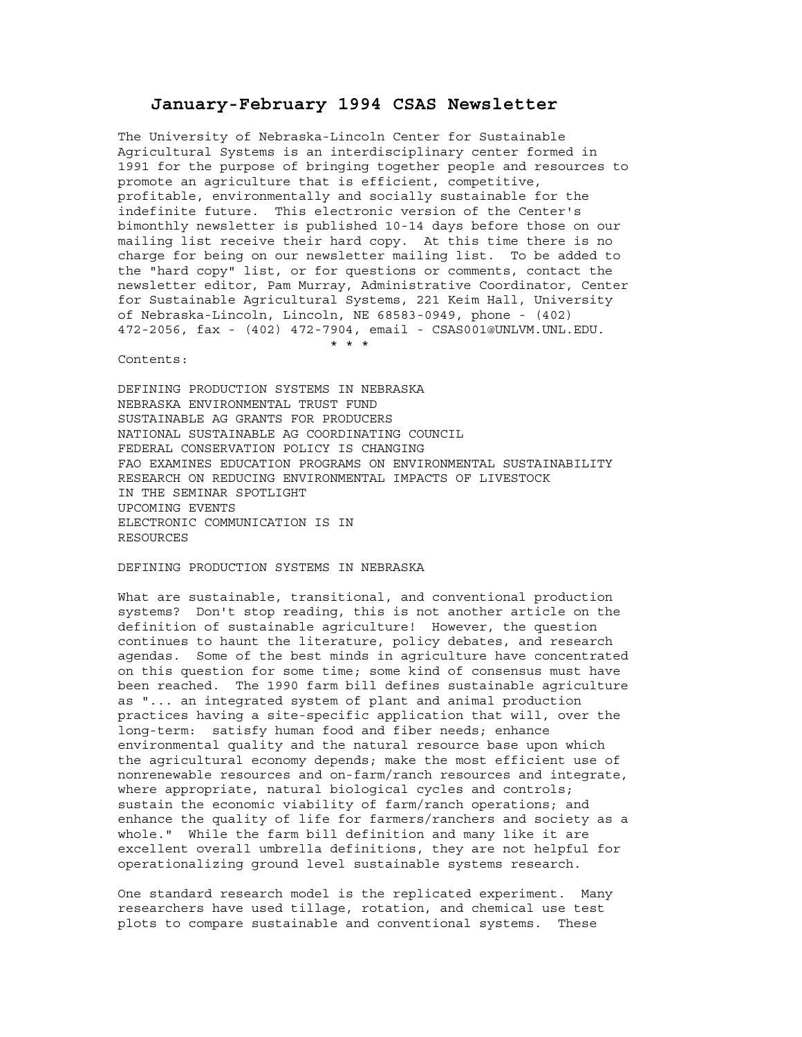# January-February 1994 CSAS Newsletter

The University of Nebraska-Lincoln Center for Sustainable Agricultural Systems is an interdisciplinary center formed in 1991 for the purpose of bringing together people and resources to promote an agriculture that is efficient, competitive, profitable, environmentally and socially sustainable for the indefinite future. This electronic version of the Center's bimonthly newsletter is published 10-14 days before those on our mailing list receive their hard copy. At this time there is no charge for being on our newsletter mailing list. To be added to the "hard copy" list, or for questions or comments, contact the newsletter editor, Pam Murray, Administrative Coordinator, Center for Sustainable Agricultural Systems, 221 Keim Hall, University of Nebraska-Lincoln, Lincoln, NE 68583-0949, phone - (402) 472-2056, fax - (402) 472-7904, email - CSAS001@UNLVM.UNL.EDU.

\* \* \*

Contents:

DEFINING PRODUCTION SYSTEMS IN NEBRASKA
NEBRASKA ENVIRONMENTAL TRUST FUND
SUSTAINABLE AG GRANTS FOR PRODUCERS
NATIONAL SUSTAINABLE AG COORDINATING COUNCIL
FEDERAL CONSERVATION POLICY IS CHANGING
FAO EXAMINES EDUCATION PROGRAMS ON ENVIRONMENTAL SUSTAINABILITY
RESEARCH ON REDUCING ENVIRONMENTAL IMPACTS OF LIVESTOCK
IN THE SEMINAR SPOTLIGHT
UPCOMING EVENTS
ELECTRONIC COMMUNICATION IS IN
RESOURCES

## DEFINING PRODUCTION SYSTEMS IN NEBRASKA

What are sustainable, transitional, and conventional production systems? Don't stop reading, this is not another article on the definition of sustainable agriculture! However, the question continues to haunt the literature, policy debates, and research agendas. Some of the best minds in agriculture have concentrated on this question for some time; some kind of consensus must have been reached. The 1990 farm bill defines sustainable agriculture as "... an integrated system of plant and animal production practices having a site-specific application that will, over the long-term: satisfy human food and fiber needs; enhance environmental quality and the natural resource base upon which the agricultural economy depends; make the most efficient use of nonrenewable resources and on-farm/ranch resources and integrate, where appropriate, natural biological cycles and controls; sustain the economic viability of farm/ranch operations; and enhance the quality of life for farmers/ranchers and society as a whole." While the farm bill definition and many like it are excellent overall umbrella definitions, they are not helpful for operationalizing ground level sustainable systems research.

One standard research model is the replicated experiment. Many researchers have used tillage, rotation, and chemical use test plots to compare sustainable and conventional systems. These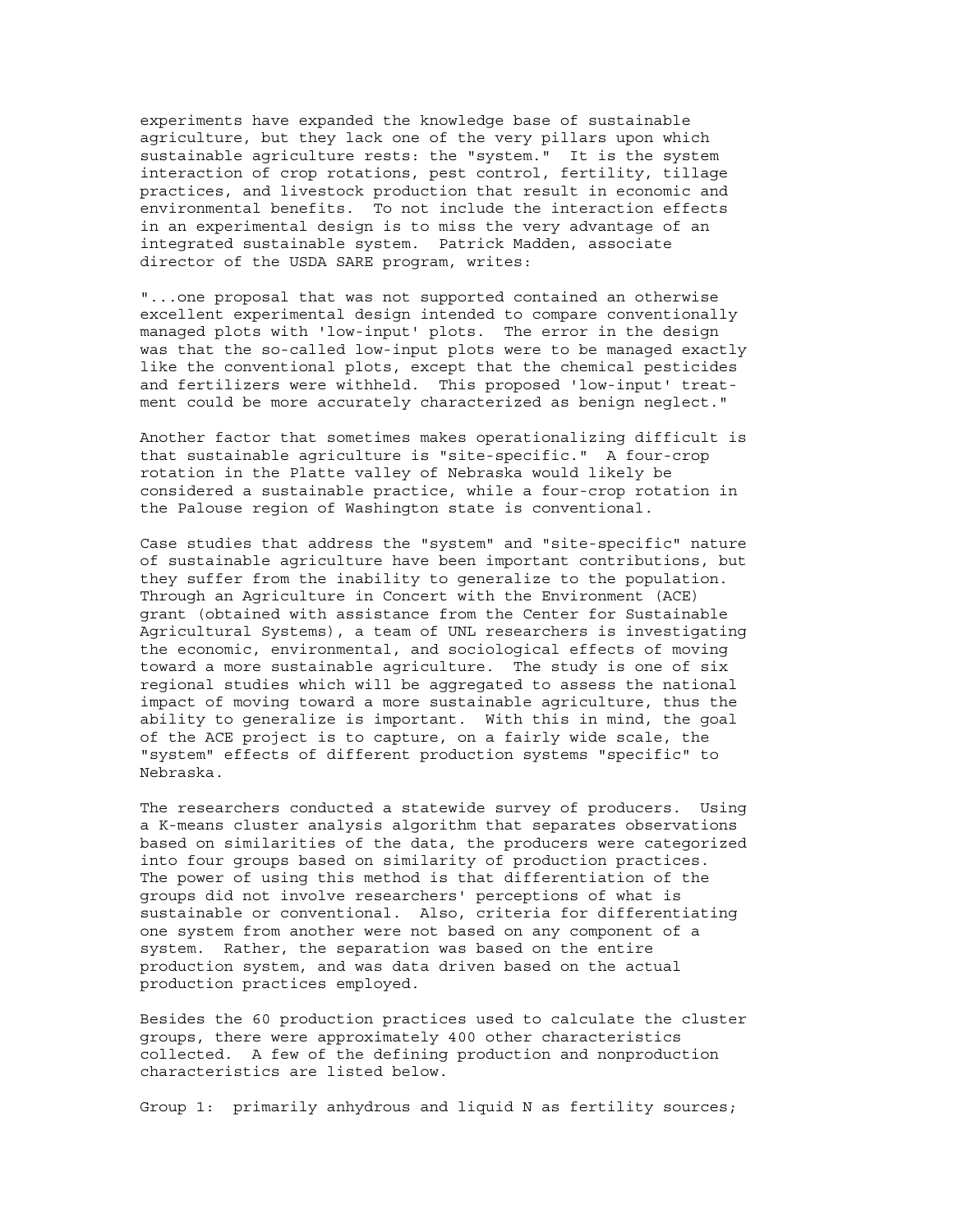experiments have expanded the knowledge base of sustainable agriculture, but they lack one of the very pillars upon which sustainable agriculture rests: the "system." It is the system interaction of crop rotations, pest control, fertility, tillage practices, and livestock production that result in economic and environmental benefits. To not include the interaction effects in an experimental design is to miss the very advantage of an integrated sustainable system. Patrick Madden, associate director of the USDA SARE program, writes:

"...one proposal that was not supported contained an otherwise excellent experimental design intended to compare conventionally managed plots with 'low-input' plots. The error in the design was that the so-called low-input plots were to be managed exactly like the conventional plots, except that the chemical pesticides and fertilizers were withheld. This proposed 'low-input' treatment could be more accurately characterized as benign neglect."

Another factor that sometimes makes operationalizing difficult is that sustainable agriculture is "site-specific." A four-crop rotation in the Platte valley of Nebraska would likely be considered a sustainable practice, while a four-crop rotation in the Palouse region of Washington state is conventional.

Case studies that address the "system" and "site-specific" nature of sustainable agriculture have been important contributions, but they suffer from the inability to generalize to the population. Through an Agriculture in Concert with the Environment (ACE) grant (obtained with assistance from the Center for Sustainable Agricultural Systems), a team of UNL researchers is investigating the economic, environmental, and sociological effects of moving toward a more sustainable agriculture. The study is one of six regional studies which will be aggregated to assess the national impact of moving toward a more sustainable agriculture, thus the ability to generalize is important. With this in mind, the goal of the ACE project is to capture, on a fairly wide scale, the "system" effects of different production systems "specific" to Nebraska.

The researchers conducted a statewide survey of producers. Using a K-means cluster analysis algorithm that separates observations based on similarities of the data, the producers were categorized into four groups based on similarity of production practices. The power of using this method is that differentiation of the groups did not involve researchers' perceptions of what is sustainable or conventional. Also, criteria for differentiating one system from another were not based on any component of a system. Rather, the separation was based on the entire production system, and was data driven based on the actual production practices employed.

Besides the 60 production practices used to calculate the cluster groups, there were approximately 400 other characteristics collected. A few of the defining production and nonproduction characteristics are listed below.

Group 1: primarily anhydrous and liquid N as fertility sources;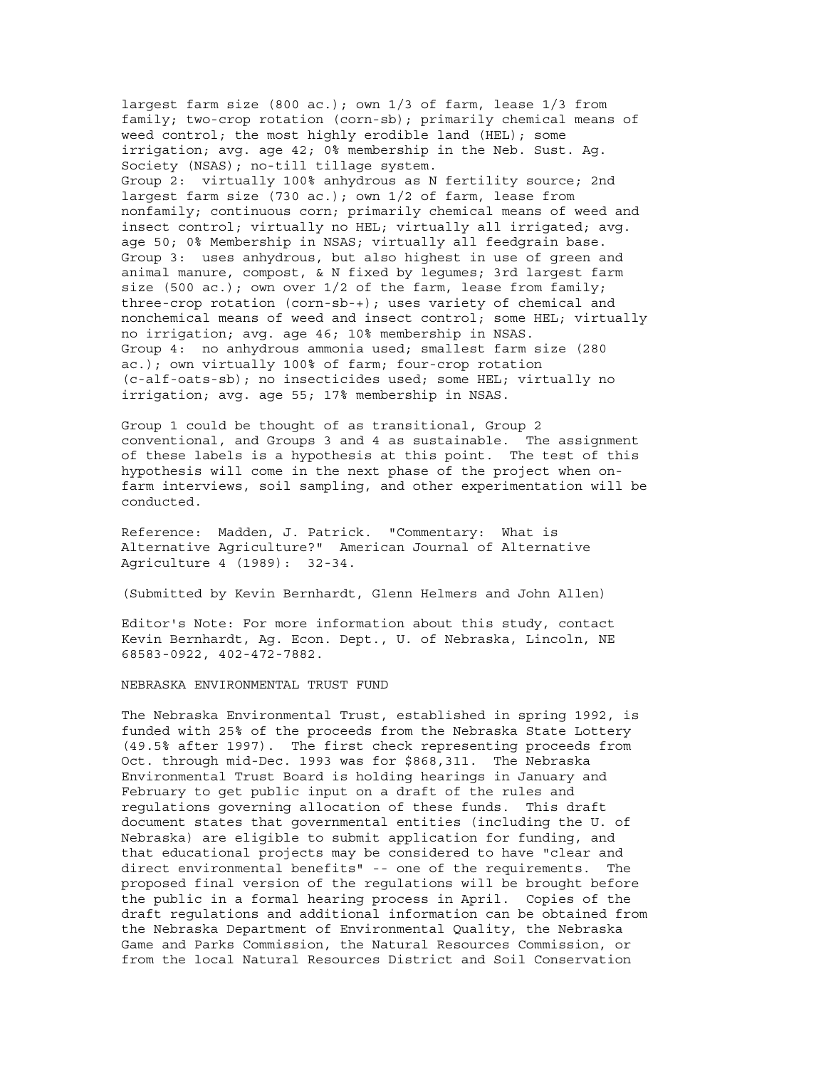largest farm size (800 ac.); own 1/3 of farm, lease 1/3 from family; two-crop rotation (corn-sb); primarily chemical means of weed control; the most highly erodible land (HEL); some irrigation; avg. age 42; 0% membership in the Neb. Sust. Ag. Society (NSAS); no-till tillage system.

Group 2: virtually 100% anhydrous as N fertility source; 2nd largest farm size (730 ac.); own 1/2 of farm, lease from nonfamily; continuous corn; primarily chemical means of weed and insect control; virtually no HEL; virtually all irrigated; avg. age 50; 0% Membership in NSAS; virtually all feedgrain base.

Group 3: uses anhydrous, but also highest in use of green and animal manure, compost, & N fixed by legumes; 3rd largest farm size (500 ac.); own over 1/2 of the farm, lease from family; three-crop rotation (corn-sb-+); uses variety of chemical and nonchemical means of weed and insect control; some HEL; virtually no irrigation; avg. age 46; 10% membership in NSAS.

Group 4: no anhydrous ammonia used; smallest farm size (280 ac.); own virtually 100% of farm; four-crop rotation (c-alf-oats-sb); no insecticides used; some HEL; virtually no irrigation; avg. age 55; 17% membership in NSAS.

Group 1 could be thought of as transitional, Group 2 conventional, and Groups 3 and 4 as sustainable. The assignment of these labels is a hypothesis at this point. The test of this hypothesis will come in the next phase of the project when on-farm interviews, soil sampling, and other experimentation will be conducted.

Reference: Madden, J. Patrick. "Commentary: What is Alternative Agriculture?" American Journal of Alternative Agriculture 4 (1989): 32-34.

(Submitted by Kevin Bernhardt, Glenn Helmers and John Allen)

Editor's Note: For more information about this study, contact Kevin Bernhardt, Ag. Econ. Dept., U. of Nebraska, Lincoln, NE 68583-0922, 402-472-7882.

## NEBRASKA ENVIRONMENTAL TRUST FUND

The Nebraska Environmental Trust, established in spring 1992, is funded with 25% of the proceeds from the Nebraska State Lottery (49.5% after 1997). The first check representing proceeds from Oct. through mid-Dec. 1993 was for $868,311. The Nebraska Environmental Trust Board is holding hearings in January and February to get public input on a draft of the rules and regulations governing allocation of these funds. This draft document states that governmental entities (including the U. of Nebraska) are eligible to submit application for funding, and that educational projects may be considered to have "clear and direct environmental benefits" -- one of the requirements. The proposed final version of the regulations will be brought before the public in a formal hearing process in April. Copies of the draft regulations and additional information can be obtained from the Nebraska Department of Environmental Quality, the Nebraska Game and Parks Commission, the Natural Resources Commission, or from the local Natural Resources District and Soil Conservation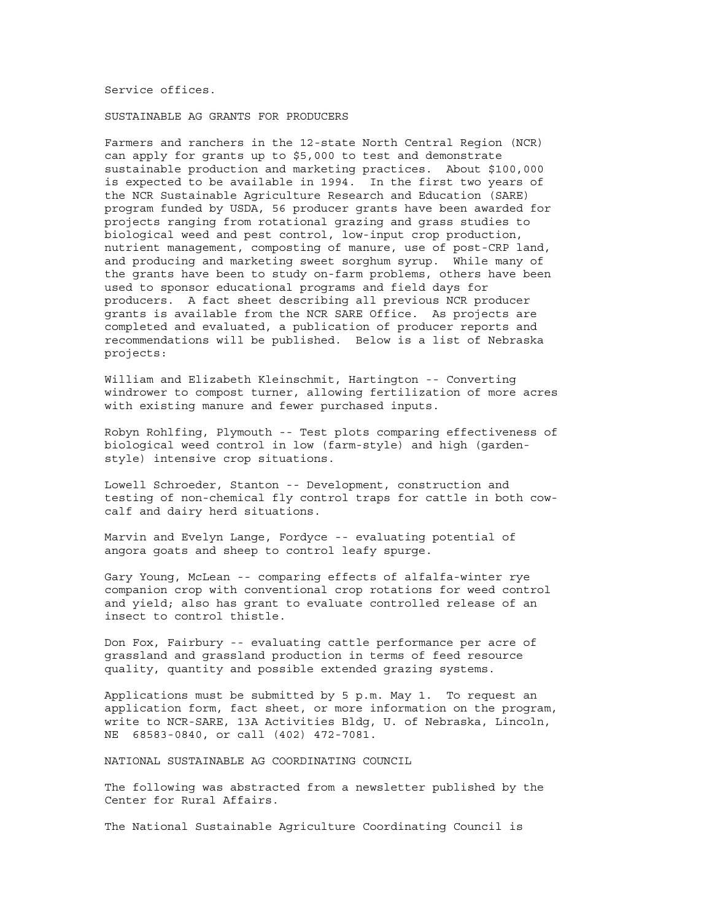Service offices.

## SUSTAINABLE AG GRANTS FOR PRODUCERS

Farmers and ranchers in the 12-state North Central Region (NCR) can apply for grants up to $5,000 to test and demonstrate sustainable production and marketing practices. About $100,000 is expected to be available in 1994. In the first two years of the NCR Sustainable Agriculture Research and Education (SARE) program funded by USDA, 56 producer grants have been awarded for projects ranging from rotational grazing and grass studies to biological weed and pest control, low-input crop production, nutrient management, composting of manure, use of post-CRP land, and producing and marketing sweet sorghum syrup. While many of the grants have been to study on-farm problems, others have been used to sponsor educational programs and field days for producers. A fact sheet describing all previous NCR producer grants is available from the NCR SARE Office. As projects are completed and evaluated, a publication of producer reports and recommendations will be published. Below is a list of Nebraska projects:

William and Elizabeth Kleinschmit, Hartington -- Converting windrower to compost turner, allowing fertilization of more acres with existing manure and fewer purchased inputs.

Robyn Rohlfing, Plymouth -- Test plots comparing effectiveness of biological weed control in low (farm-style) and high (garden-style) intensive crop situations.

Lowell Schroeder, Stanton -- Development, construction and testing of non-chemical fly control traps for cattle in both cow-calf and dairy herd situations.

Marvin and Evelyn Lange, Fordyce -- evaluating potential of angora goats and sheep to control leafy spurge.

Gary Young, McLean -- comparing effects of alfalfa-winter rye companion crop with conventional crop rotations for weed control and yield; also has grant to evaluate controlled release of an insect to control thistle.

Don Fox, Fairbury -- evaluating cattle performance per acre of grassland and grassland production in terms of feed resource quality, quantity and possible extended grazing systems.

Applications must be submitted by 5 p.m. May 1. To request an application form, fact sheet, or more information on the program, write to NCR-SARE, 13A Activities Bldg, U. of Nebraska, Lincoln, NE 68583-0840, or call (402) 472-7081.

## NATIONAL SUSTAINABLE AG COORDINATING COUNCIL

The following was abstracted from a newsletter published by the Center for Rural Affairs.

The National Sustainable Agriculture Coordinating Council is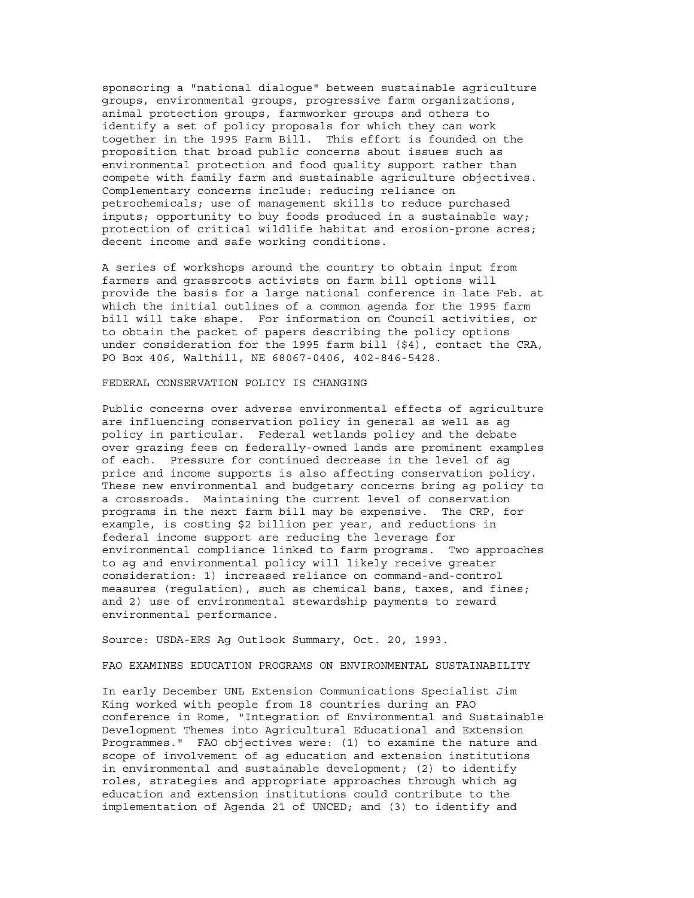sponsoring a "national dialogue" between sustainable agriculture groups, environmental groups, progressive farm organizations, animal protection groups, farmworker groups and others to identify a set of policy proposals for which they can work together in the 1995 Farm Bill. This effort is founded on the proposition that broad public concerns about issues such as environmental protection and food quality support rather than compete with family farm and sustainable agriculture objectives. Complementary concerns include: reducing reliance on petrochemicals; use of management skills to reduce purchased inputs; opportunity to buy foods produced in a sustainable way; protection of critical wildlife habitat and erosion-prone acres; decent income and safe working conditions.

A series of workshops around the country to obtain input from farmers and grassroots activists on farm bill options will provide the basis for a large national conference in late Feb. at which the initial outlines of a common agenda for the 1995 farm bill will take shape. For information on Council activities, or to obtain the packet of papers describing the policy options under consideration for the 1995 farm bill ($4), contact the CRA, PO Box 406, Walthill, NE 68067-0406, 402-846-5428.

## FEDERAL CONSERVATION POLICY IS CHANGING

Public concerns over adverse environmental effects of agriculture are influencing conservation policy in general as well as ag policy in particular. Federal wetlands policy and the debate over grazing fees on federally-owned lands are prominent examples of each. Pressure for continued decrease in the level of ag price and income supports is also affecting conservation policy. These new environmental and budgetary concerns bring ag policy to a crossroads. Maintaining the current level of conservation programs in the next farm bill may be expensive. The CRP, for example, is costing $2 billion per year, and reductions in federal income support are reducing the leverage for environmental compliance linked to farm programs. Two approaches to ag and environmental policy will likely receive greater consideration: 1) increased reliance on command-and-control measures (regulation), such as chemical bans, taxes, and fines; and 2) use of environmental stewardship payments to reward environmental performance.

Source: USDA-ERS Ag Outlook Summary, Oct. 20, 1993.

## FAO EXAMINES EDUCATION PROGRAMS ON ENVIRONMENTAL SUSTAINABILITY

In early December UNL Extension Communications Specialist Jim King worked with people from 18 countries during an FAO conference in Rome, "Integration of Environmental and Sustainable Development Themes into Agricultural Educational and Extension Programmes." FAO objectives were: (1) to examine the nature and scope of involvement of ag education and extension institutions in environmental and sustainable development; (2) to identify roles, strategies and appropriate approaches through which ag education and extension institutions could contribute to the implementation of Agenda 21 of UNCED; and (3) to identify and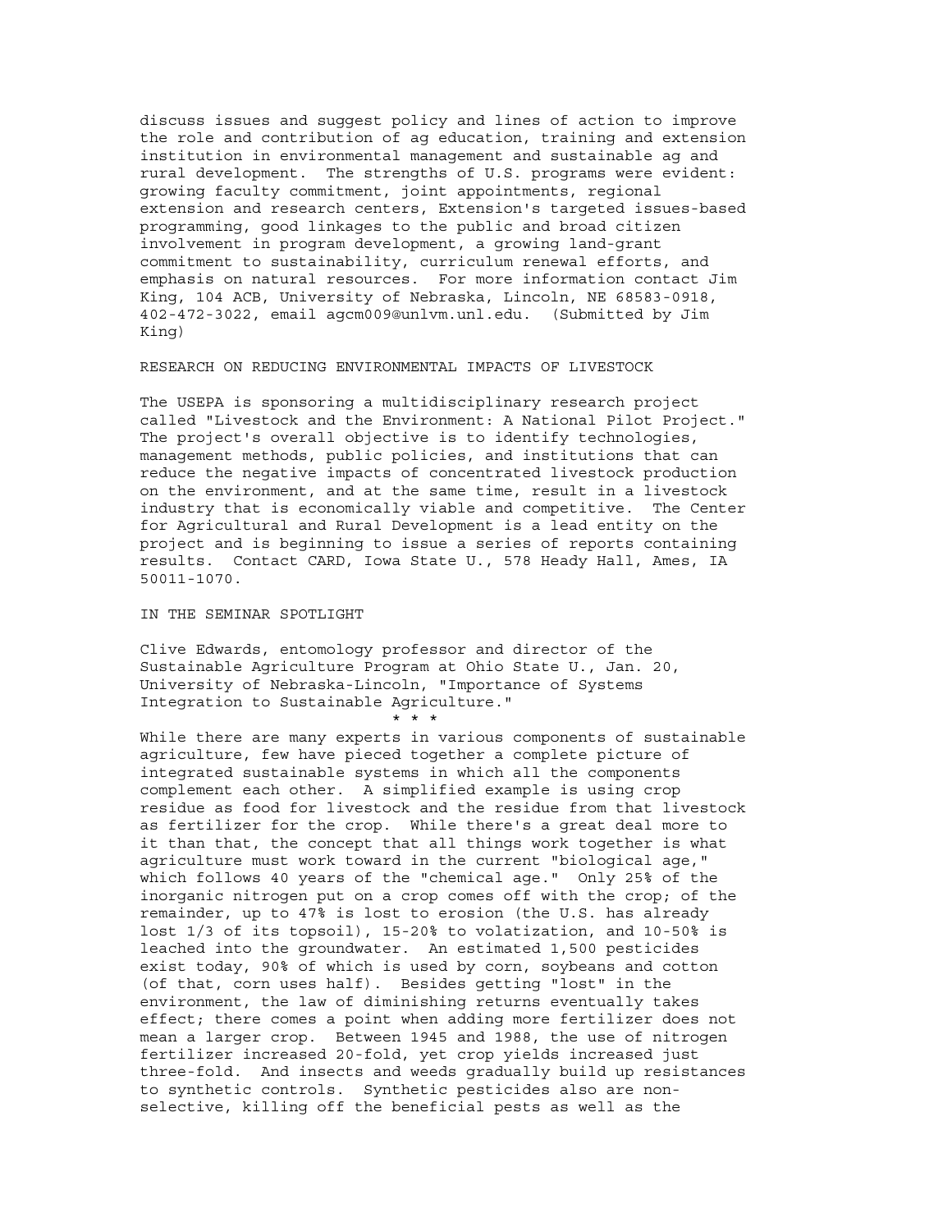discuss issues and suggest policy and lines of action to improve the role and contribution of ag education, training and extension institution in environmental management and sustainable ag and rural development. The strengths of U.S. programs were evident: growing faculty commitment, joint appointments, regional extension and research centers, Extension's targeted issues-based programming, good linkages to the public and broad citizen involvement in program development, a growing land-grant commitment to sustainability, curriculum renewal efforts, and emphasis on natural resources. For more information contact Jim King, 104 ACB, University of Nebraska, Lincoln, NE 68583-0918, 402-472-3022, email agcm009@unlvm.unl.edu. (Submitted by Jim King)

## RESEARCH ON REDUCING ENVIRONMENTAL IMPACTS OF LIVESTOCK

The USEPA is sponsoring a multidisciplinary research project called "Livestock and the Environment: A National Pilot Project." The project's overall objective is to identify technologies, management methods, public policies, and institutions that can reduce the negative impacts of concentrated livestock production on the environment, and at the same time, result in a livestock industry that is economically viable and competitive. The Center for Agricultural and Rural Development is a lead entity on the project and is beginning to issue a series of reports containing results. Contact CARD, Iowa State U., 578 Heady Hall, Ames, IA 50011-1070.

## IN THE SEMINAR SPOTLIGHT

Clive Edwards, entomology professor and director of the Sustainable Agriculture Program at Ohio State U., Jan. 20, University of Nebraska-Lincoln, "Importance of Systems Integration to Sustainable Agriculture."

\* \* \*

While there are many experts in various components of sustainable agriculture, few have pieced together a complete picture of integrated sustainable systems in which all the components complement each other. A simplified example is using crop residue as food for livestock and the residue from that livestock as fertilizer for the crop. While there's a great deal more to it than that, the concept that all things work together is what agriculture must work toward in the current "biological age," which follows 40 years of the "chemical age." Only 25% of the inorganic nitrogen put on a crop comes off with the crop; of the remainder, up to 47% is lost to erosion (the U.S. has already lost 1/3 of its topsoil), 15-20% to volatization, and 10-50% is leached into the groundwater. An estimated 1,500 pesticides exist today, 90% of which is used by corn, soybeans and cotton (of that, corn uses half). Besides getting "lost" in the environment, the law of diminishing returns eventually takes effect; there comes a point when adding more fertilizer does not mean a larger crop. Between 1945 and 1988, the use of nitrogen fertilizer increased 20-fold, yet crop yields increased just three-fold. And insects and weeds gradually build up resistances to synthetic controls. Synthetic pesticides also are non-selective, killing off the beneficial pests as well as the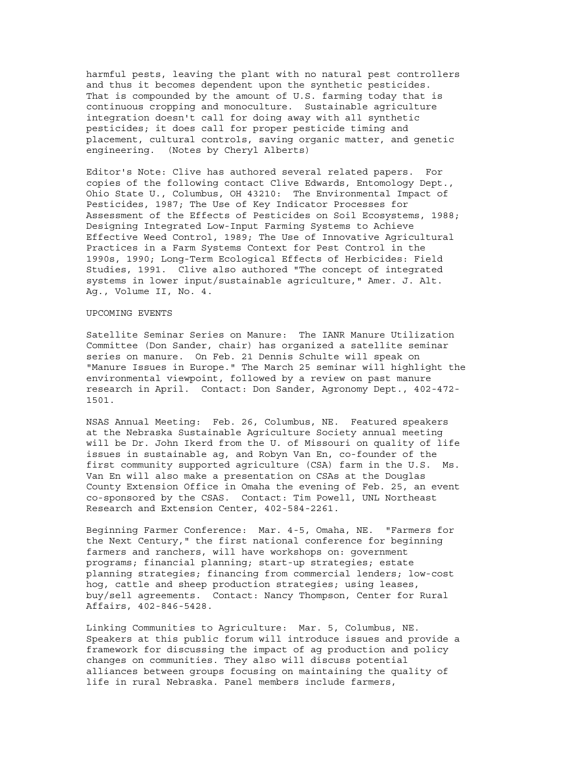harmful pests, leaving the plant with no natural pest controllers and thus it becomes dependent upon the synthetic pesticides. That is compounded by the amount of U.S. farming today that is continuous cropping and monoculture. Sustainable agriculture integration doesn't call for doing away with all synthetic pesticides; it does call for proper pesticide timing and placement, cultural controls, saving organic matter, and genetic engineering. (Notes by Cheryl Alberts)

Editor's Note: Clive has authored several related papers. For copies of the following contact Clive Edwards, Entomology Dept., Ohio State U., Columbus, OH 43210: The Environmental Impact of Pesticides, 1987; The Use of Key Indicator Processes for Assessment of the Effects of Pesticides on Soil Ecosystems, 1988; Designing Integrated Low-Input Farming Systems to Achieve Effective Weed Control, 1989; The Use of Innovative Agricultural Practices in a Farm Systems Context for Pest Control in the 1990s, 1990; Long-Term Ecological Effects of Herbicides: Field Studies, 1991. Clive also authored "The concept of integrated systems in lower input/sustainable agriculture," Amer. J. Alt. Ag., Volume II, No. 4.

## UPCOMING EVENTS

Satellite Seminar Series on Manure: The IANR Manure Utilization Committee (Don Sander, chair) has organized a satellite seminar series on manure. On Feb. 21 Dennis Schulte will speak on "Manure Issues in Europe." The March 25 seminar will highlight the environmental viewpoint, followed by a review on past manure research in April. Contact: Don Sander, Agronomy Dept., 402-472-1501.

NSAS Annual Meeting: Feb. 26, Columbus, NE. Featured speakers at the Nebraska Sustainable Agriculture Society annual meeting will be Dr. John Ikerd from the U. of Missouri on quality of life issues in sustainable ag, and Robyn Van En, co-founder of the first community supported agriculture (CSA) farm in the U.S. Ms. Van En will also make a presentation on CSAs at the Douglas County Extension Office in Omaha the evening of Feb. 25, an event co-sponsored by the CSAS. Contact: Tim Powell, UNL Northeast Research and Extension Center, 402-584-2261.

Beginning Farmer Conference: Mar. 4-5, Omaha, NE. "Farmers for the Next Century," the first national conference for beginning farmers and ranchers, will have workshops on: government programs; financial planning; start-up strategies; estate planning strategies; financing from commercial lenders; low-cost hog, cattle and sheep production strategies; using leases, buy/sell agreements. Contact: Nancy Thompson, Center for Rural Affairs, 402-846-5428.

Linking Communities to Agriculture: Mar. 5, Columbus, NE. Speakers at this public forum will introduce issues and provide a framework for discussing the impact of ag production and policy changes on communities. They also will discuss potential alliances between groups focusing on maintaining the quality of life in rural Nebraska. Panel members include farmers,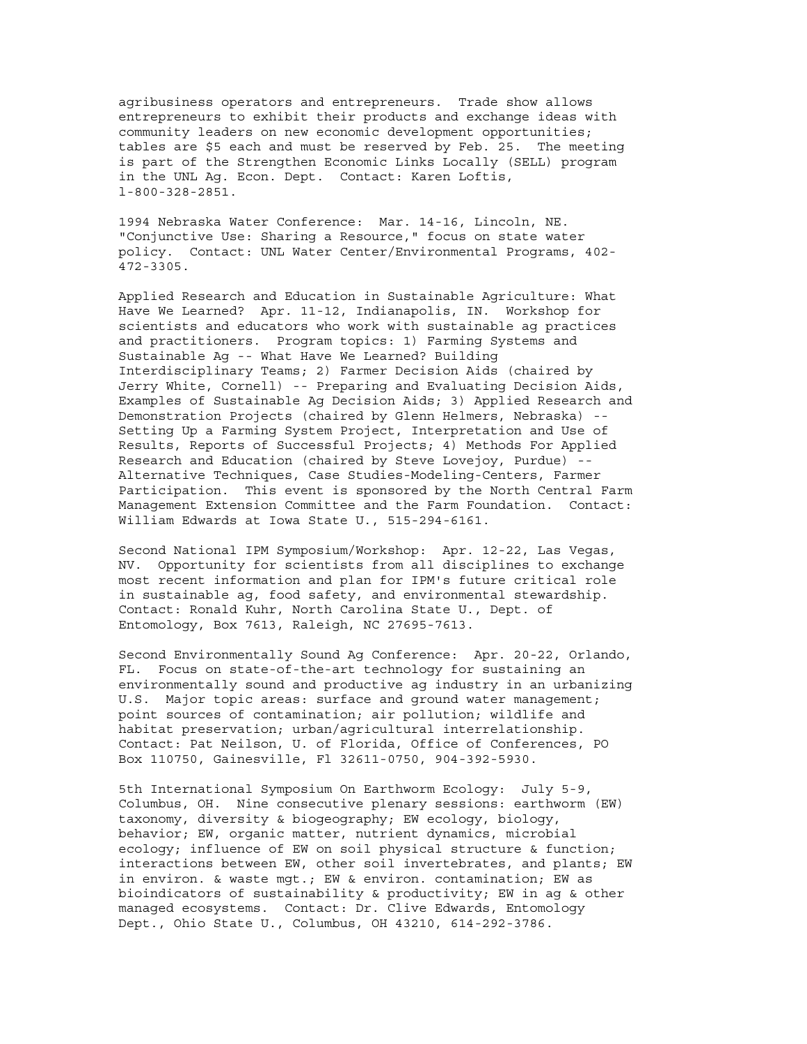agribusiness operators and entrepreneurs. Trade show allows entrepreneurs to exhibit their products and exchange ideas with community leaders on new economic development opportunities; tables are $5 each and must be reserved by Feb. 25. The meeting is part of the Strengthen Economic Links Locally (SELL) program in the UNL Ag. Econ. Dept. Contact: Karen Loftis, 1-800-328-2851.

1994 Nebraska Water Conference: Mar. 14-16, Lincoln, NE. "Conjunctive Use: Sharing a Resource," focus on state water policy. Contact: UNL Water Center/Environmental Programs, 402-472-3305.

Applied Research and Education in Sustainable Agriculture: What Have We Learned? Apr. 11-12, Indianapolis, IN. Workshop for scientists and educators who work with sustainable ag practices and practitioners. Program topics: 1) Farming Systems and Sustainable Ag -- What Have We Learned? Building Interdisciplinary Teams; 2) Farmer Decision Aids (chaired by Jerry White, Cornell) -- Preparing and Evaluating Decision Aids, Examples of Sustainable Ag Decision Aids; 3) Applied Research and Demonstration Projects (chaired by Glenn Helmers, Nebraska) -- Setting Up a Farming System Project, Interpretation and Use of Results, Reports of Successful Projects; 4) Methods For Applied Research and Education (chaired by Steve Lovejoy, Purdue) -- Alternative Techniques, Case Studies-Modeling-Centers, Farmer Participation. This event is sponsored by the North Central Farm Management Extension Committee and the Farm Foundation. Contact: William Edwards at Iowa State U., 515-294-6161.

Second National IPM Symposium/Workshop: Apr. 12-22, Las Vegas, NV. Opportunity for scientists from all disciplines to exchange most recent information and plan for IPM's future critical role in sustainable ag, food safety, and environmental stewardship. Contact: Ronald Kuhr, North Carolina State U., Dept. of Entomology, Box 7613, Raleigh, NC 27695-7613.

Second Environmentally Sound Ag Conference: Apr. 20-22, Orlando, FL. Focus on state-of-the-art technology for sustaining an environmentally sound and productive ag industry in an urbanizing U.S. Major topic areas: surface and ground water management; point sources of contamination; air pollution; wildlife and habitat preservation; urban/agricultural interrelationship. Contact: Pat Neilson, U. of Florida, Office of Conferences, PO Box 110750, Gainesville, Fl 32611-0750, 904-392-5930.

5th International Symposium On Earthworm Ecology: July 5-9, Columbus, OH. Nine consecutive plenary sessions: earthworm (EW) taxonomy, diversity & biogeography; EW ecology, biology, behavior; EW, organic matter, nutrient dynamics, microbial ecology; influence of EW on soil physical structure & function; interactions between EW, other soil invertebrates, and plants; EW in environ. & waste mgt.; EW & environ. contamination; EW as bioindicators of sustainability & productivity; EW in ag & other managed ecosystems. Contact: Dr. Clive Edwards, Entomology Dept., Ohio State U., Columbus, OH 43210, 614-292-3786.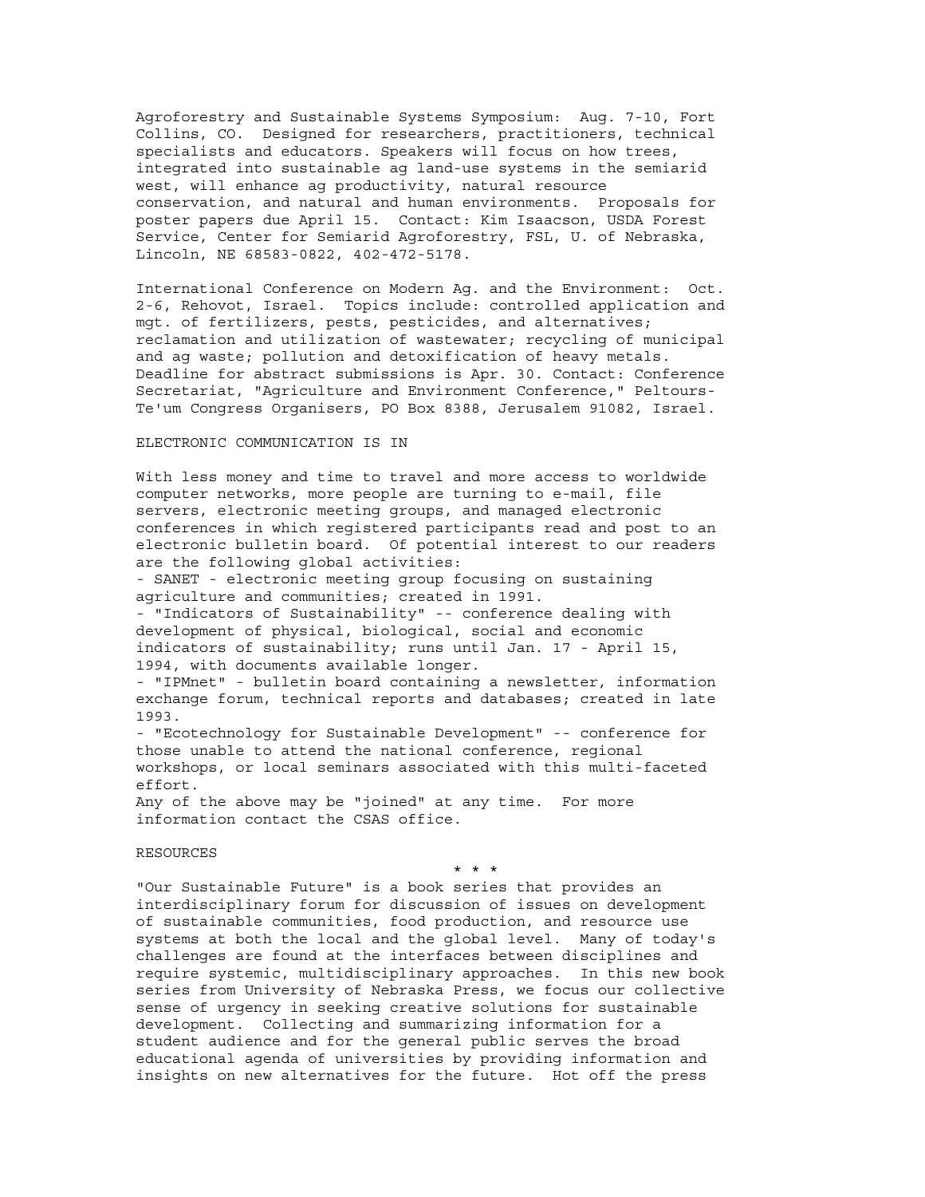Agroforestry and Sustainable Systems Symposium: Aug. 7-10, Fort Collins, CO. Designed for researchers, practitioners, technical specialists and educators. Speakers will focus on how trees, integrated into sustainable ag land-use systems in the semiarid west, will enhance ag productivity, natural resource conservation, and natural and human environments. Proposals for poster papers due April 15. Contact: Kim Isaacson, USDA Forest Service, Center for Semiarid Agroforestry, FSL, U. of Nebraska, Lincoln, NE 68583-0822, 402-472-5178.

International Conference on Modern Ag. and the Environment: Oct. 2-6, Rehovot, Israel. Topics include: controlled application and mgt. of fertilizers, pests, pesticides, and alternatives; reclamation and utilization of wastewater; recycling of municipal and ag waste; pollution and detoxification of heavy metals. Deadline for abstract submissions is Apr. 30. Contact: Conference Secretariat, "Agriculture and Environment Conference," Peltours-Te'um Congress Organisers, PO Box 8388, Jerusalem 91082, Israel.

## ELECTRONIC COMMUNICATION IS IN

With less money and time to travel and more access to worldwide computer networks, more people are turning to e-mail, file servers, electronic meeting groups, and managed electronic conferences in which registered participants read and post to an electronic bulletin board. Of potential interest to our readers are the following global activities:

- SANET - electronic meeting group focusing on sustaining agriculture and communities; created in 1991.
- "Indicators of Sustainability" -- conference dealing with development of physical, biological, social and economic indicators of sustainability; runs until Jan. 17 - April 15, 1994, with documents available longer.
- "IPMnet" - bulletin board containing a newsletter, information exchange forum, technical reports and databases; created in late 1993.
- "Ecotechnology for Sustainable Development" -- conference for those unable to attend the national conference, regional workshops, or local seminars associated with this multi-faceted effort.

Any of the above may be "joined" at any time. For more information contact the CSAS office.

## RESOURCES

\* \* \*

"Our Sustainable Future" is a book series that provides an interdisciplinary forum for discussion of issues on development of sustainable communities, food production, and resource use systems at both the local and the global level. Many of today's challenges are found at the interfaces between disciplines and require systemic, multidisciplinary approaches. In this new book series from University of Nebraska Press, we focus our collective sense of urgency in seeking creative solutions for sustainable development. Collecting and summarizing information for a student audience and for the general public serves the broad educational agenda of universities by providing information and insights on new alternatives for the future. Hot off the press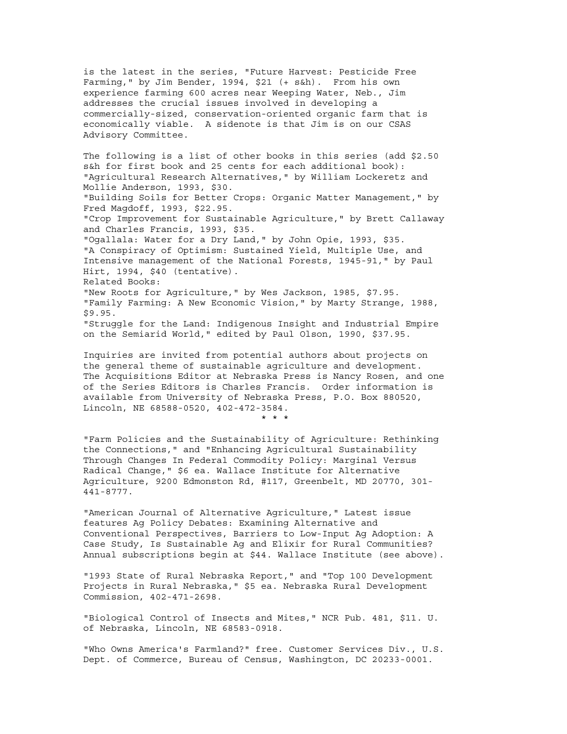is the latest in the series, "Future Harvest: Pesticide Free Farming," by Jim Bender, 1994, $21 (+ s&h). From his own experience farming 600 acres near Weeping Water, Neb., Jim addresses the crucial issues involved in developing a commercially-sized, conservation-oriented organic farm that is economically viable. A sidenote is that Jim is on our CSAS Advisory Committee.

The following is a list of other books in this series (add $2.50 s&h for first book and 25 cents for each additional book):
"Agricultural Research Alternatives," by William Lockeretz and Mollie Anderson, 1993, $30.
"Building Soils for Better Crops: Organic Matter Management," by Fred Magdoff, 1993, $22.95.
"Crop Improvement for Sustainable Agriculture," by Brett Callaway and Charles Francis, 1993, $35.
"Ogallala: Water for a Dry Land," by John Opie, 1993, $35.
"A Conspiracy of Optimism: Sustained Yield, Multiple Use, and Intensive management of the National Forests, 1945-91," by Paul Hirt, 1994, $40 (tentative).
Related Books:
"New Roots for Agriculture," by Wes Jackson, 1985, $7.95.
"Family Farming: A New Economic Vision," by Marty Strange, 1988, $9.95.
"Struggle for the Land: Indigenous Insight and Industrial Empire on the Semiarid World," edited by Paul Olson, 1990, $37.95.

Inquiries are invited from potential authors about projects on the general theme of sustainable agriculture and development. The Acquisitions Editor at Nebraska Press is Nancy Rosen, and one of the Series Editors is Charles Francis. Order information is available from University of Nebraska Press, P.O. Box 880520, Lincoln, NE 68588-0520, 402-472-3584.

* * *

"Farm Policies and the Sustainability of Agriculture: Rethinking the Connections," and "Enhancing Agricultural Sustainability Through Changes In Federal Commodity Policy: Marginal Versus Radical Change," $6 ea. Wallace Institute for Alternative Agriculture, 9200 Edmonston Rd, #117, Greenbelt, MD 20770, 301-441-8777.

"American Journal of Alternative Agriculture," Latest issue features Ag Policy Debates: Examining Alternative and Conventional Perspectives, Barriers to Low-Input Ag Adoption: A Case Study, Is Sustainable Ag and Elixir for Rural Communities? Annual subscriptions begin at $44. Wallace Institute (see above).

"1993 State of Rural Nebraska Report," and "Top 100 Development Projects in Rural Nebraska," $5 ea. Nebraska Rural Development Commission, 402-471-2698.

"Biological Control of Insects and Mites," NCR Pub. 481, $11. U. of Nebraska, Lincoln, NE 68583-0918.

"Who Owns America's Farmland?" free. Customer Services Div., U.S. Dept. of Commerce, Bureau of Census, Washington, DC 20233-0001.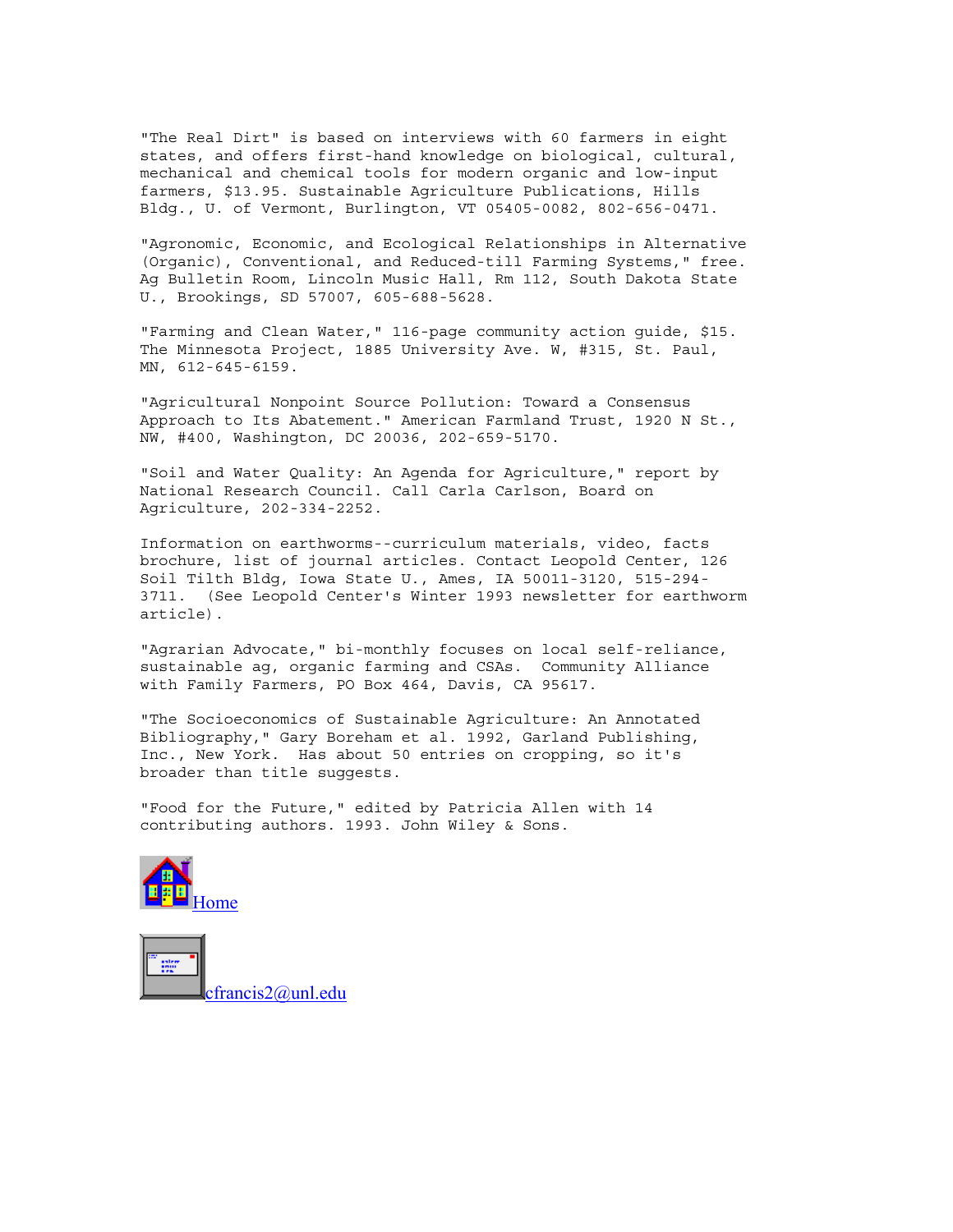"The Real Dirt" is based on interviews with 60 farmers in eight states, and offers first-hand knowledge on biological, cultural, mechanical and chemical tools for modern organic and low-input farmers, $13.95. Sustainable Agriculture Publications, Hills Bldg., U. of Vermont, Burlington, VT 05405-0082, 802-656-0471.

"Agronomic, Economic, and Ecological Relationships in Alternative (Organic), Conventional, and Reduced-till Farming Systems," free. Ag Bulletin Room, Lincoln Music Hall, Rm 112, South Dakota State U., Brookings, SD 57007, 605-688-5628.

"Farming and Clean Water," 116-page community action guide, $15. The Minnesota Project, 1885 University Ave. W, #315, St. Paul, MN, 612-645-6159.

"Agricultural Nonpoint Source Pollution: Toward a Consensus Approach to Its Abatement." American Farmland Trust, 1920 N St., NW, #400, Washington, DC 20036, 202-659-5170.

"Soil and Water Quality: An Agenda for Agriculture," report by National Research Council. Call Carla Carlson, Board on Agriculture, 202-334-2252.

Information on earthworms--curriculum materials, video, facts brochure, list of journal articles. Contact Leopold Center, 126 Soil Tilth Bldg, Iowa State U., Ames, IA 50011-3120, 515-294-3711. (See Leopold Center's Winter 1993 newsletter for earthworm article).

"Agrarian Advocate," bi-monthly focuses on local self-reliance, sustainable ag, organic farming and CSAs. Community Alliance with Family Farmers, PO Box 464, Davis, CA 95617.

"The Socioeconomics of Sustainable Agriculture: An Annotated Bibliography," Gary Boreham et al. 1992, Garland Publishing, Inc., New York. Has about 50 entries on cropping, so it's broader than title suggests.

"Food for the Future," edited by Patricia Allen with 14 contributing authors. 1993. John Wiley & Sons.

Home

cfrancis2@unl.edu